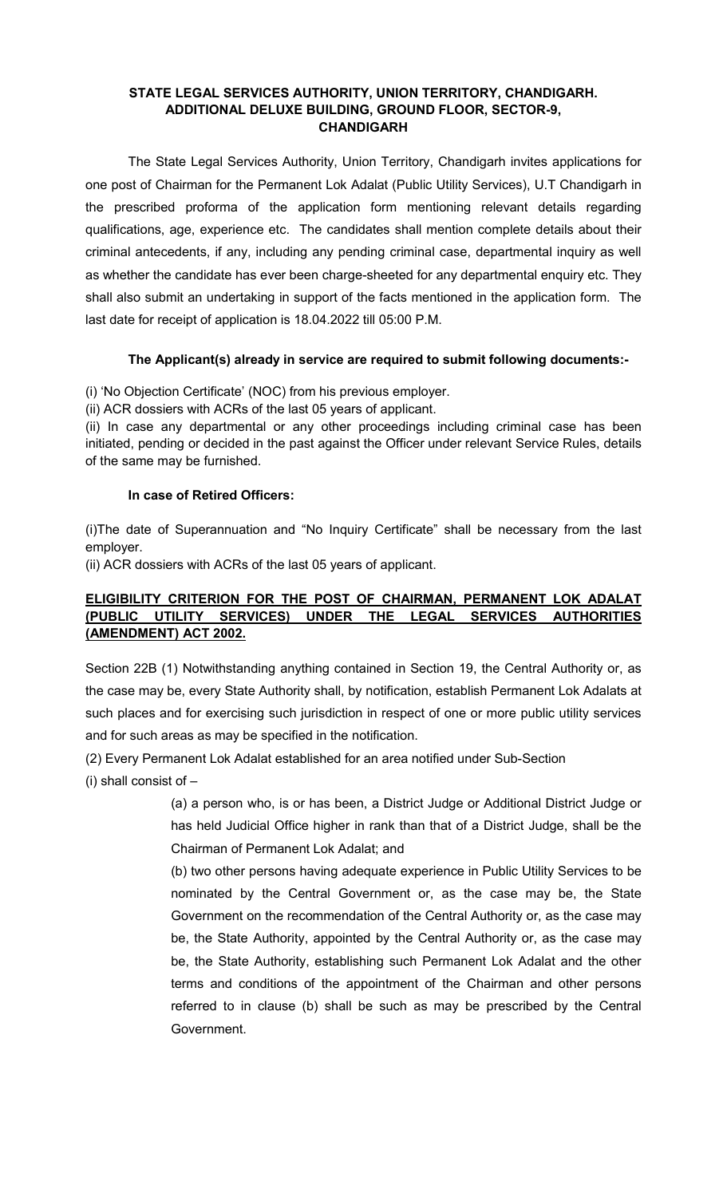**STATE LEGAL SERVICES AUTHORITY, UNION TERRITORY, CHANDIGARH. ADDITIONAL DELUXE BUILDING, GROUND FLOOR, SECTOR-9, CHANDIGARH**

The State Legal Services Authority, Union Territory, Chandigarh invites applications for one post of Chairman for the Permanent Lok Adalat (Public Utility Services), U.T Chandigarh in the prescribed proforma of the application form mentioning relevant details regarding qualifications, age, experience etc. The candidates shall mention complete details about their criminal antecedents, if any, including any pending criminal case, departmental inquiry as well as whether the candidate has ever been charge-sheeted for any departmental enquiry etc. They shall also submit an undertaking in support of the facts mentioned in the application form. The last date for receipt of application is 18.04.2022 till 05:00 P.M.

**The Applicant(s) already in service are required to submit following documents:-**

(i) 'No Objection Certificate' (NOC) from his previous employer.
(ii) ACR dossiers with ACRs of the last 05 years of applicant.
(ii) In case any departmental or any other proceedings including criminal case has been initiated, pending or decided in the past against the Officer under relevant Service Rules, details of the same may be furnished.

**In case of Retired Officers:**

(i)The date of Superannuation and "No Inquiry Certificate" shall be necessary from the last employer.
(ii) ACR dossiers with ACRs of the last 05 years of applicant.

**ELIGIBILITY CRITERION FOR THE POST OF CHAIRMAN, PERMANENT LOK ADALAT (PUBLIC UTILITY SERVICES) UNDER THE LEGAL SERVICES AUTHORITIES (AMENDMENT) ACT 2002.**

Section 22B (1) Notwithstanding anything contained in Section 19, the Central Authority or, as the case may be, every State Authority shall, by notification, establish Permanent Lok Adalats at such places and for exercising such jurisdiction in respect of one or more public utility services and for such areas as may be specified in the notification.

(2) Every Permanent Lok Adalat established for an area notified under Sub-Section
(i) shall consist of –

> (a) a person who, is or has been, a District Judge or Additional District Judge or has held Judicial Office higher in rank than that of a District Judge, shall be the Chairman of Permanent Lok Adalat; and
>
> (b) two other persons having adequate experience in Public Utility Services to be nominated by the Central Government or, as the case may be, the State Government on the recommendation of the Central Authority or, as the case may be, the State Authority, appointed by the Central Authority or, as the case may be, the State Authority, establishing such Permanent Lok Adalat and the other terms and conditions of the appointment of the Chairman and other persons referred to in clause (b) shall be such as may be prescribed by the Central Government.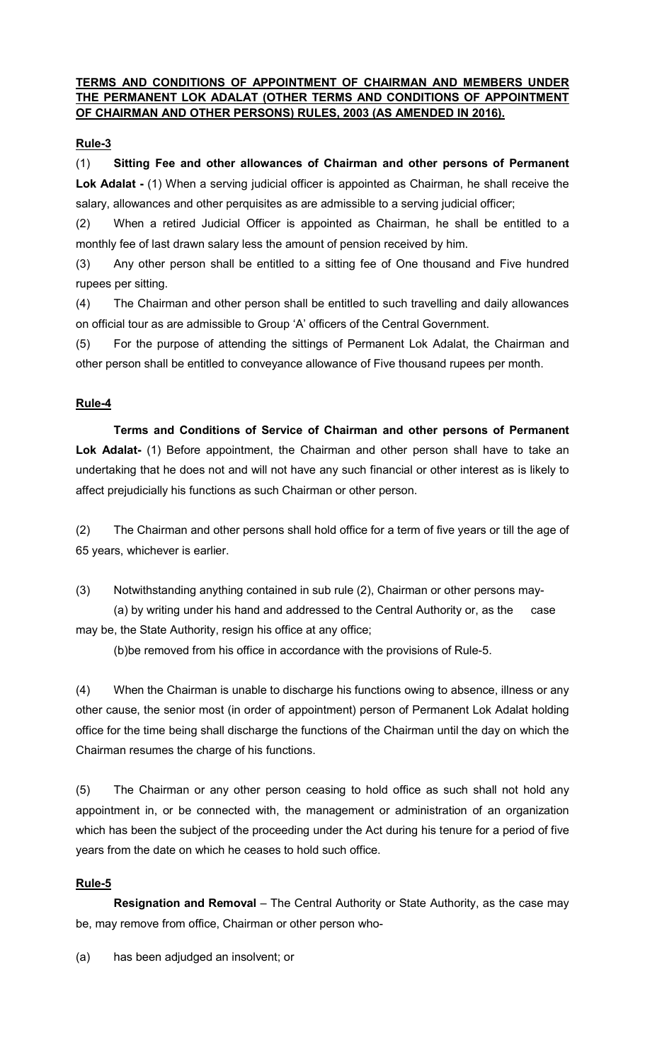**TERMS AND CONDITIONS OF APPOINTMENT OF CHAIRMAN AND MEMBERS UNDER THE PERMANENT LOK ADALAT (OTHER TERMS AND CONDITIONS OF APPOINTMENT OF CHAIRMAN AND OTHER PERSONS) RULES, 2003 (AS AMENDED IN 2016).**

**Rule-3**

(1) **Sitting Fee and other allowances of Chairman and other persons of Permanent Lok Adalat -** (1) When a serving judicial officer is appointed as Chairman, he shall receive the salary, allowances and other perquisites as are admissible to a serving judicial officer;

(2) When a retired Judicial Officer is appointed as Chairman, he shall be entitled to a monthly fee of last drawn salary less the amount of pension received by him.

(3) Any other person shall be entitled to a sitting fee of One thousand and Five hundred rupees per sitting.

(4) The Chairman and other person shall be entitled to such travelling and daily allowances on official tour as are admissible to Group 'A' officers of the Central Government.

(5) For the purpose of attending the sittings of Permanent Lok Adalat, the Chairman and other person shall be entitled to conveyance allowance of Five thousand rupees per month.

**Rule-4**

**Terms and Conditions of Service of Chairman and other persons of Permanent Lok Adalat-** (1) Before appointment, the Chairman and other person shall have to take an undertaking that he does not and will not have any such financial or other interest as is likely to affect prejudicially his functions as such Chairman or other person.

(2) The Chairman and other persons shall hold office for a term of five years or till the age of 65 years, whichever is earlier.

(3) Notwithstanding anything contained in sub rule (2), Chairman or other persons may-

(a) by writing under his hand and addressed to the Central Authority or, as the case may be, the State Authority, resign his office at any office;

(b)be removed from his office in accordance with the provisions of Rule-5.

(4) When the Chairman is unable to discharge his functions owing to absence, illness or any other cause, the senior most (in order of appointment) person of Permanent Lok Adalat holding office for the time being shall discharge the functions of the Chairman until the day on which the Chairman resumes the charge of his functions.

(5) The Chairman or any other person ceasing to hold office as such shall not hold any appointment in, or be connected with, the management or administration of an organization which has been the subject of the proceeding under the Act during his tenure for a period of five years from the date on which he ceases to hold such office.

**Rule-5**

**Resignation and Removal** – The Central Authority or State Authority, as the case may be, may remove from office, Chairman or other person who-

(a) has been adjudged an insolvent; or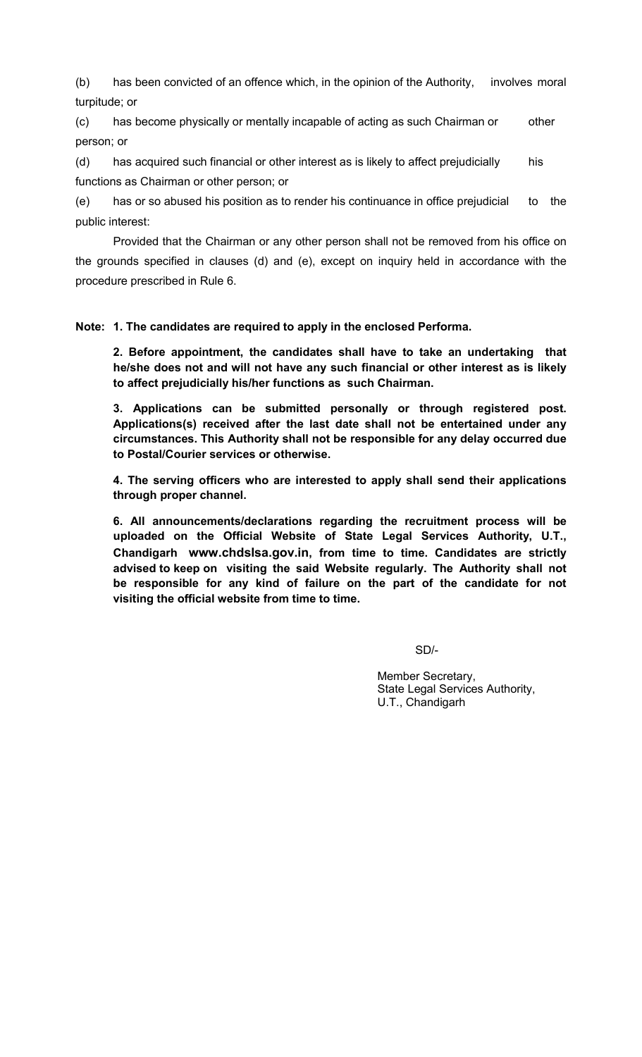(b) has been convicted of an offence which, in the opinion of the Authority, involves moral turpitude; or

(c) has become physically or mentally incapable of acting as such Chairman or other person; or

(d) has acquired such financial or other interest as is likely to affect prejudicially his functions as Chairman or other person; or

(e) has or so abused his position as to render his continuance in office prejudicial to the public interest:

Provided that the Chairman or any other person shall not be removed from his office on the grounds specified in clauses (d) and (e), except on inquiry held in accordance with the procedure prescribed in Rule 6.

**Note: 1. The candidates are required to apply in the enclosed Performa.**

**2. Before appointment, the candidates shall have to take an undertaking that he/she does not and will not have any such financial or other interest as is likely to affect prejudicially his/her functions as such Chairman.**

**3. Applications can be submitted personally or through registered post. Applications(s) received after the last date shall not be entertained under any circumstances. This Authority shall not be responsible for any delay occurred due to Postal/Courier services or otherwise.**

**4. The serving officers who are interested to apply shall send their applications through proper channel.**

**6. All announcements/declarations regarding the recruitment process will be uploaded on the Official Website of State Legal Services Authority, U.T., Chandigarh www.chdslsa.gov.in, from time to time. Candidates are strictly advised to keep on visiting the said Website regularly. The Authority shall not be responsible for any kind of failure on the part of the candidate for not visiting the official website from time to time.**

SD/-

Member Secretary,
State Legal Services Authority,
U.T., Chandigarh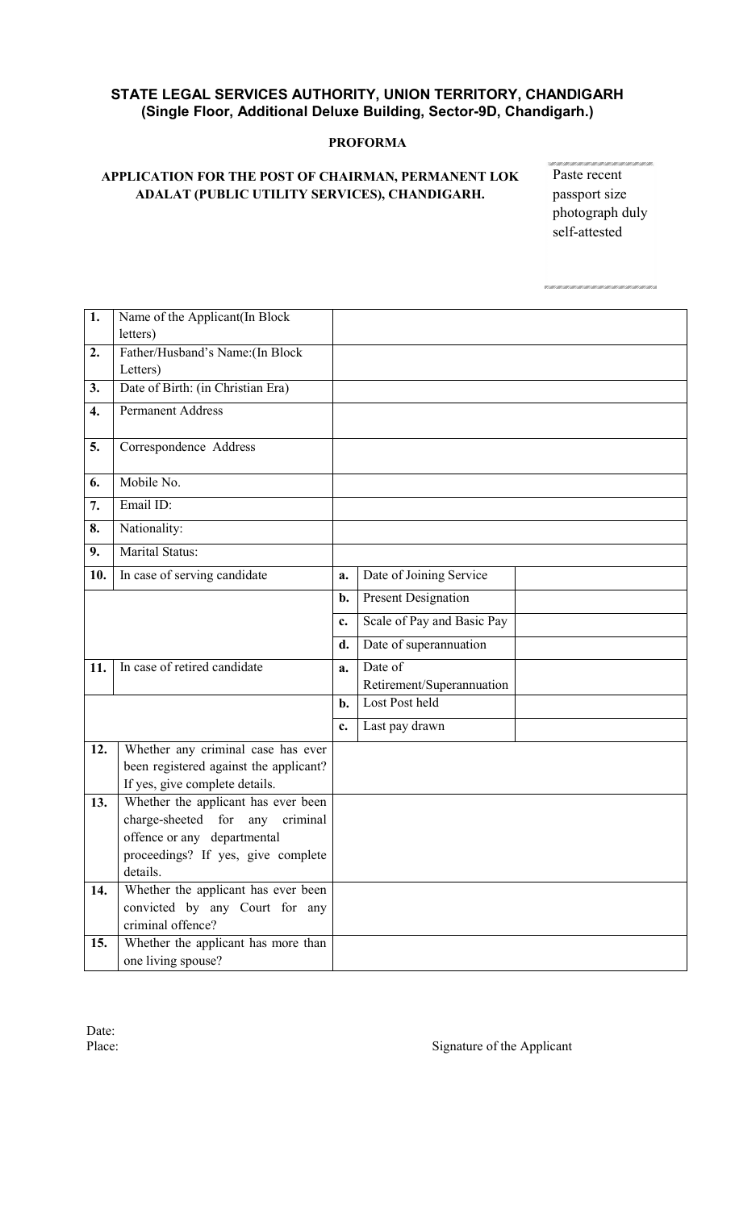**STATE LEGAL SERVICES AUTHORITY, UNION TERRITORY, CHANDIGARH**
**(Single Floor, Additional Deluxe Building, Sector-9D, Chandigarh.)**

**PROFORMA**

**APPLICATION FOR THE POST OF CHAIRMAN, PERMANENT LOK ADALAT (PUBLIC UTILITY SERVICES), CHANDIGARH.**

Paste recent passport size photograph duly self-attested

| | | | | |
|---|---|---|---|---|
| **1.** | Name of the Applicant(In Block letters) | | | |
| **2.** | Father/Husband's Name:(In Block Letters) | | | |
| **3.** | Date of Birth: (in Christian Era) | | | |
| **4.** | Permanent Address | | | |
| **5.** | Correspondence Address | | | |
| **6.** | Mobile No. | | | |
| **7.** | Email ID: | | | |
| **8.** | Nationality: | | | |
| **9.** | Marital Status: | | | |
| **10.** | In case of serving candidate | **a.** | Date of Joining Service | |
| | | **b.** | Present Designation | |
| | | **c.** | Scale of Pay and Basic Pay | |
| | | **d.** | Date of superannuation | |
| **11.** | In case of retired candidate | **a.** | Date of Retirement/Superannuation | |
| | | **b.** | Lost Post held | |
| | | **c.** | Last pay drawn | |
| **12.** | Whether any criminal case has ever been registered against the applicant? If yes, give complete details. | | | |
| **13.** | Whether the applicant has ever been charge-sheeted for any criminal offence or any departmental proceedings? If yes, give complete details. | | | |
| **14.** | Whether the applicant has ever been convicted by any Court for any criminal offence? | | | |
| **15.** | Whether the applicant has more than one living spouse? | | | |

Date:
Place:

Signature of the Applicant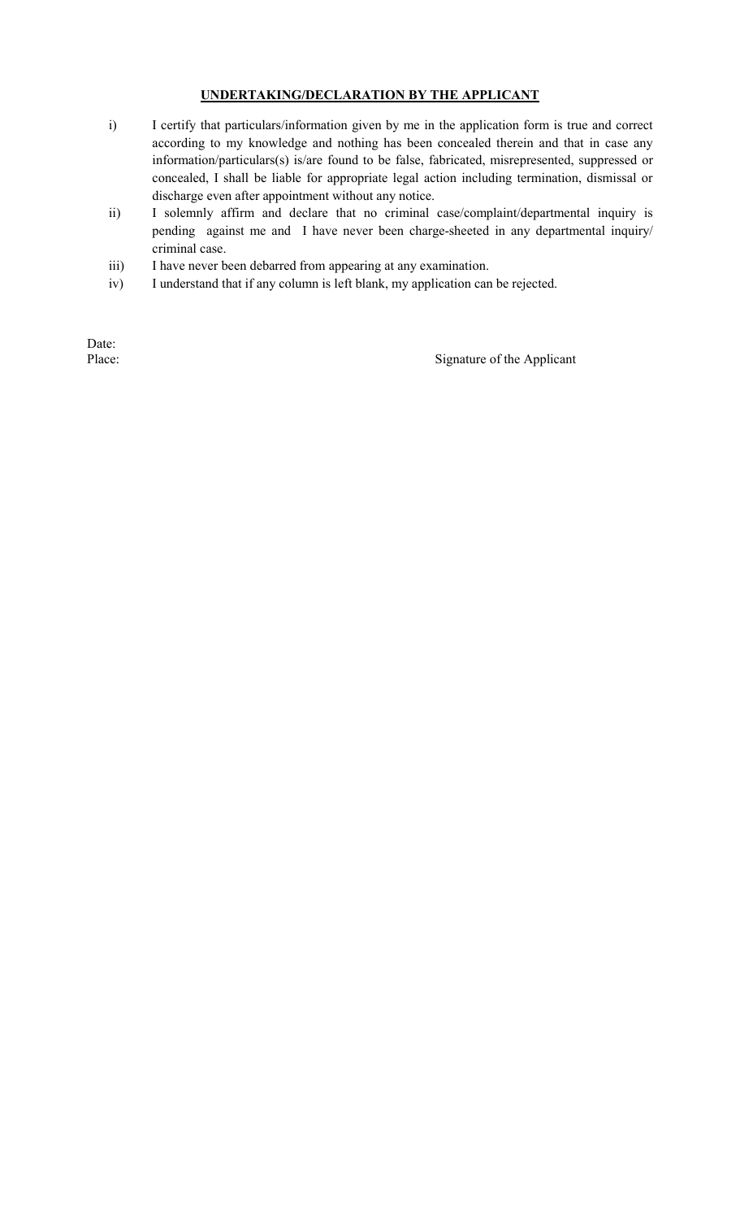## **UNDERTAKING/DECLARATION BY THE APPLICANT**

i) I certify that particulars/information given by me in the application form is true and correct according to my knowledge and nothing has been concealed therein and that in case any information/particulars(s) is/are found to be false, fabricated, misrepresented, suppressed or concealed, I shall be liable for appropriate legal action including termination, dismissal or discharge even after appointment without any notice.

ii) I solemnly affirm and declare that no criminal case/complaint/departmental inquiry is pending against me and I have never been charge-sheeted in any departmental inquiry/ criminal case.

iii) I have never been debarred from appearing at any examination.

iv) I understand that if any column is left blank, my application can be rejected.

Date:

Place: Signature of the Applicant